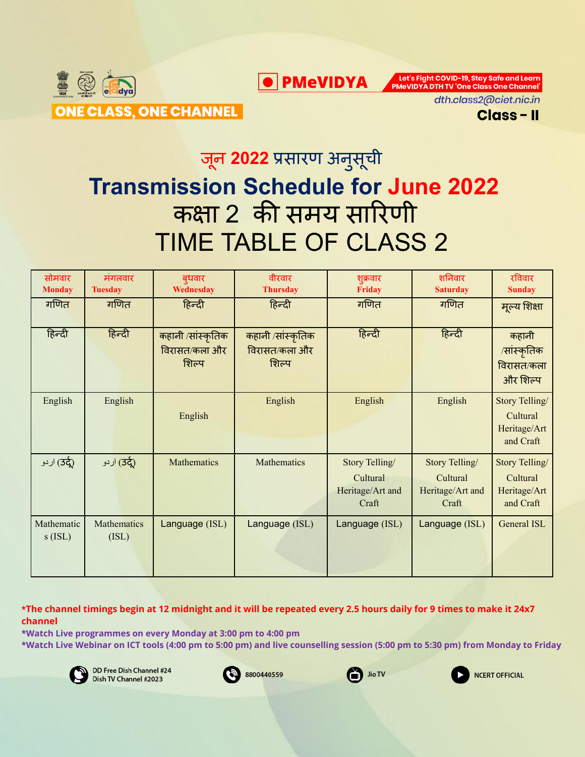ONE CLASS, ONE CHANNEL

PMeVIDYA

Let's Fight COVID-19, Stay Safe and Learn
PMeVIDYA DTH TV 'One Class One Channel'

dth.class2@ciet.nic.in

**Class - II**

# जून 2022 प्रसारण अनुसूची

# Transmission Schedule for June 2022

# कक्षा 2 की समय सारिणी

# TIME TABLE OF CLASS 2

| सोमवार Monday | मंगलवार Tuesday | बुधवार Wednesday | वीरवार Thursday | शुक्रवार Friday | शनिवार Saturday | रविवार Sunday |
|---|---|---|---|---|---|---|
| गणित | गणित | हिन्दी | हिन्दी | गणित | गणित | मूल्य शिक्षा |
| हिन्दी | हिन्दी | कहानी /सांस्कृतिक विरासत/कला और शिल्प | कहानी /सांस्कृतिक विरासत/कला और शिल्प | हिन्दी | हिन्दी | कहानी /सांस्कृतिक विरासत/कला और शिल्प |
| English | English | English | English | English | English | Story Telling/ Cultural Heritage/Art and Craft |
| اردو (उर्दू) | اردو (उर्दू) | Mathematics | Mathematics | Story Telling/ Cultural Heritage/Art and Craft | Story Telling/ Cultural Heritage/Art and Craft | Story Telling/ Cultural Heritage/Art and Craft |
| Mathematics (ISL) | Mathematics (ISL) | Language (ISL) | Language (ISL) | Language (ISL) | Language (ISL) | General ISL |

***The channel timings begin at 12 midnight and it will be repeated every 2.5 hours daily for 9 times to make it 24x7 channel**

***Watch Live programmes on every Monday at 3:00 pm to 4:00 pm**

***Watch Live Webinar on ICT tools (4:00 pm to 5:00 pm) and live counselling session (5:00 pm to 5:30 pm) from Monday to Friday**

DD Free Dish Channel #24
Dish TV Channel #2023

8800440559

Jio TV

NCERT OFFICIAL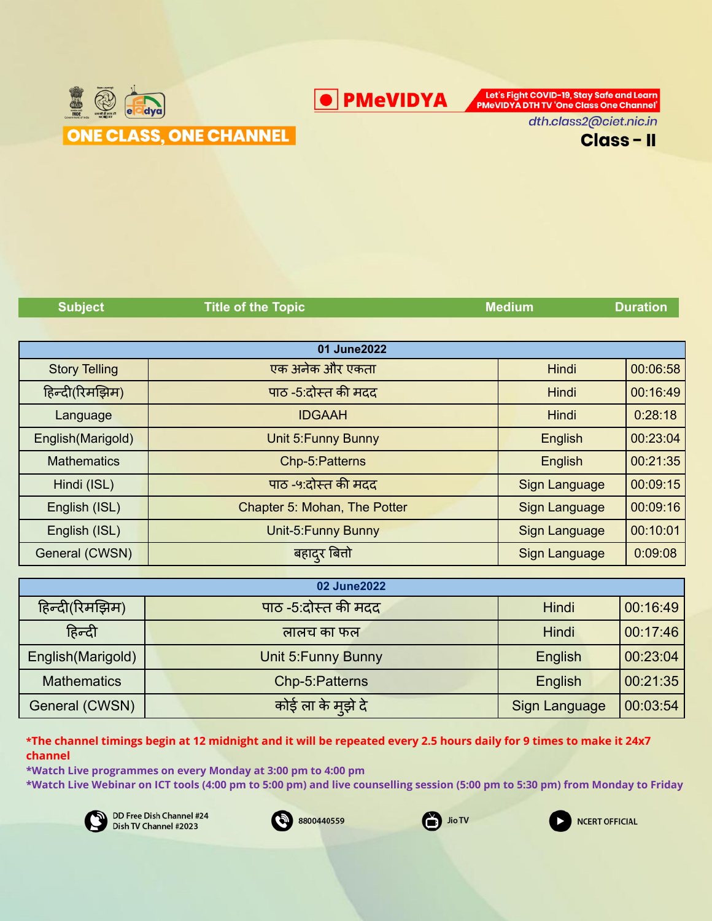ONE CLASS, ONE CHANNEL

PMeVIDYA

Let's Fight COVID-19, Stay Safe and Learn
PMeVIDYA DTH TV 'One Class One Channel'

dth.class2@ciet.nic.in

## Class - II

| Subject | Title of the Topic | Medium | Duration |
|---|---|---|---|
| **01 June2022** | | | |
| Story Telling | एक अनेक और एकता | Hindi | 00:06:58 |
| हिन्दी(रिमझिम) | पाठ -5:दोस्त की मदद | Hindi | 00:16:49 |
| Language | IDGAAH | Hindi | 0:28:18 |
| English(Marigold) | Unit 5:Funny Bunny | English | 00:23:04 |
| Mathematics | Chp-5:Patterns | English | 00:21:35 |
| Hindi (ISL) | पाठ -५:दोस्त की मदद | Sign Language | 00:09:15 |
| English (ISL) | Chapter 5: Mohan, The Potter | Sign Language | 00:09:16 |
| English (ISL) | Unit-5:Funny Bunny | Sign Language | 00:10:01 |
| General (CWSN) | बहादुर बित्तो | Sign Language | 0:09:08 |
| **02 June2022** | | | |
| हिन्दी(रिमझिम) | पाठ -5:दोस्त की मदद | Hindi | 00:16:49 |
| हिन्दी | लालच का फल | Hindi | 00:17:46 |
| English(Marigold) | Unit 5:Funny Bunny | English | 00:23:04 |
| Mathematics | Chp-5:Patterns | English | 00:21:35 |
| General (CWSN) | कोई ला के मुझे दे | Sign Language | 00:03:54 |

**\*The channel timings begin at 12 midnight and it will be repeated every 2.5 hours daily for 9 times to make it 24x7 channel**

**\*Watch Live programmes on every Monday at 3:00 pm to 4:00 pm**

**\*Watch Live Webinar on ICT tools (4:00 pm to 5:00 pm) and live counselling session (5:00 pm to 5:30 pm) from Monday to Friday**

DD Free Dish Channel #24
Dish TV Channel #2023

8800440559

Jio TV

NCERT OFFICIAL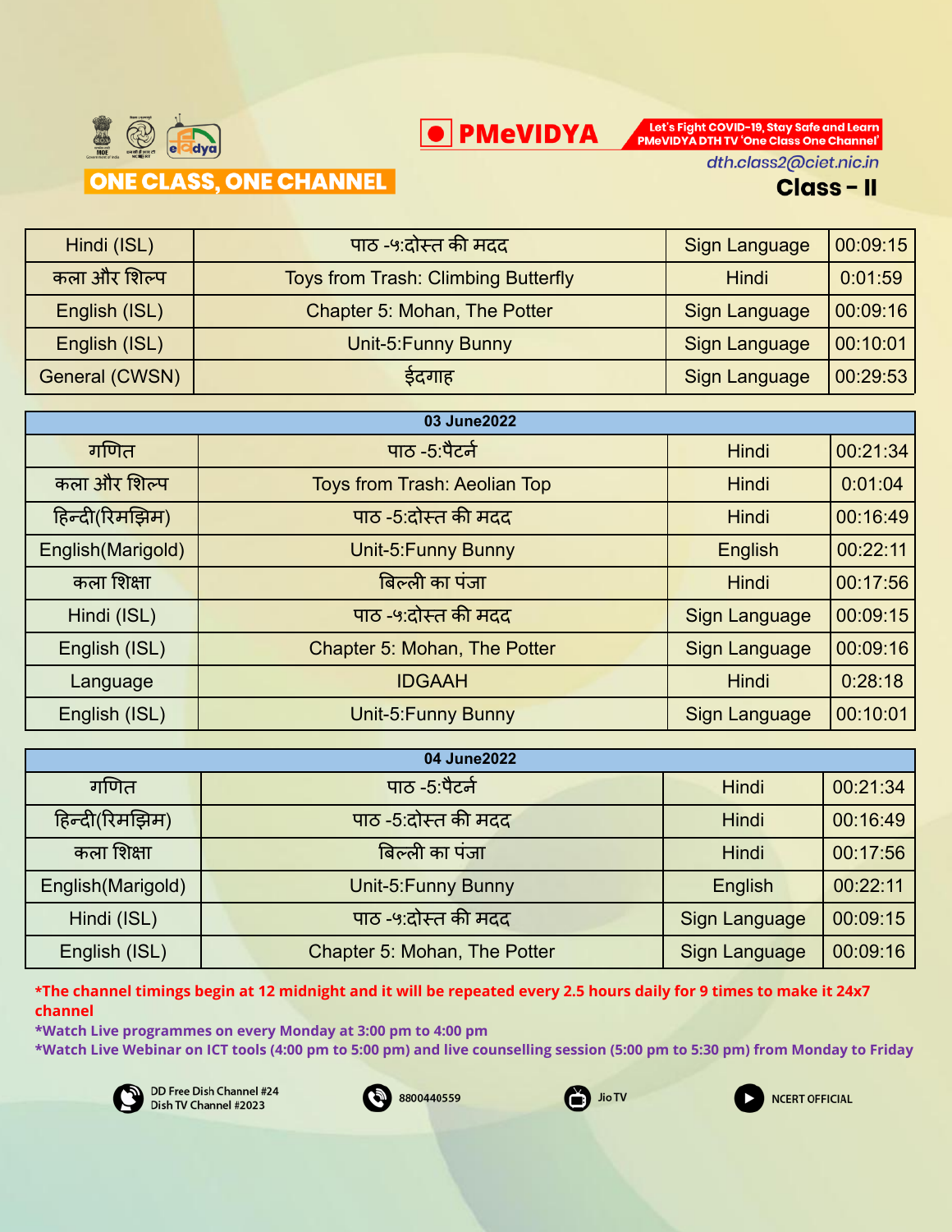ONE CLASS, ONE CHANNEL

PMeVIDYA

Let's Fight COVID-19, Stay Safe and Learn PMeVIDYA DTH TV 'One Class One Channel'

dth.class2@ciet.nic.in

**Class - II**

| | | | |
|---|---|---|---|
| Hindi (ISL) | पाठ -५:दोस्त की मदद | Sign Language | 00:09:15 |
| कला और शिल्प | Toys from Trash: Climbing Butterfly | Hindi | 0:01:59 |
| English (ISL) | Chapter 5: Mohan, The Potter | Sign Language | 00:09:16 |
| English (ISL) | Unit-5:Funny Bunny | Sign Language | 00:10:01 |
| General (CWSN) | ईदगाह | Sign Language | 00:29:53 |

| 03 June2022 | | | |
|---|---|---|---|
| गणित | पाठ -5:पैटर्न | Hindi | 00:21:34 |
| कला और शिल्प | Toys from Trash: Aeolian Top | Hindi | 0:01:04 |
| हिन्दी(रिमझिम) | पाठ -5:दोस्त की मदद | Hindi | 00:16:49 |
| English(Marigold) | Unit-5:Funny Bunny | English | 00:22:11 |
| कला शिक्षा | बिल्ली का पंजा | Hindi | 00:17:56 |
| Hindi (ISL) | पाठ -५:दोस्त की मदद | Sign Language | 00:09:15 |
| English (ISL) | Chapter 5: Mohan, The Potter | Sign Language | 00:09:16 |
| Language | IDGAAH | Hindi | 0:28:18 |
| English (ISL) | Unit-5:Funny Bunny | Sign Language | 00:10:01 |

| 04 June2022 | | | |
|---|---|---|---|
| गणित | पाठ -5:पैटर्न | Hindi | 00:21:34 |
| हिन्दी(रिमझिम) | पाठ -5:दोस्त की मदद | Hindi | 00:16:49 |
| कला शिक्षा | बिल्ली का पंजा | Hindi | 00:17:56 |
| English(Marigold) | Unit-5:Funny Bunny | English | 00:22:11 |
| Hindi (ISL) | पाठ -५:दोस्त की मदद | Sign Language | 00:09:15 |
| English (ISL) | Chapter 5: Mohan, The Potter | Sign Language | 00:09:16 |

**\*The channel timings begin at 12 midnight and it will be repeated every 2.5 hours daily for 9 times to make it 24x7 channel**

**\*Watch Live programmes on every Monday at 3:00 pm to 4:00 pm**

**\*Watch Live Webinar on ICT tools (4:00 pm to 5:00 pm) and live counselling session (5:00 pm to 5:30 pm) from Monday to Friday**

DD Free Dish Channel #24
Dish TV Channel #2023

8800440559

Jio TV

NCERT OFFICIAL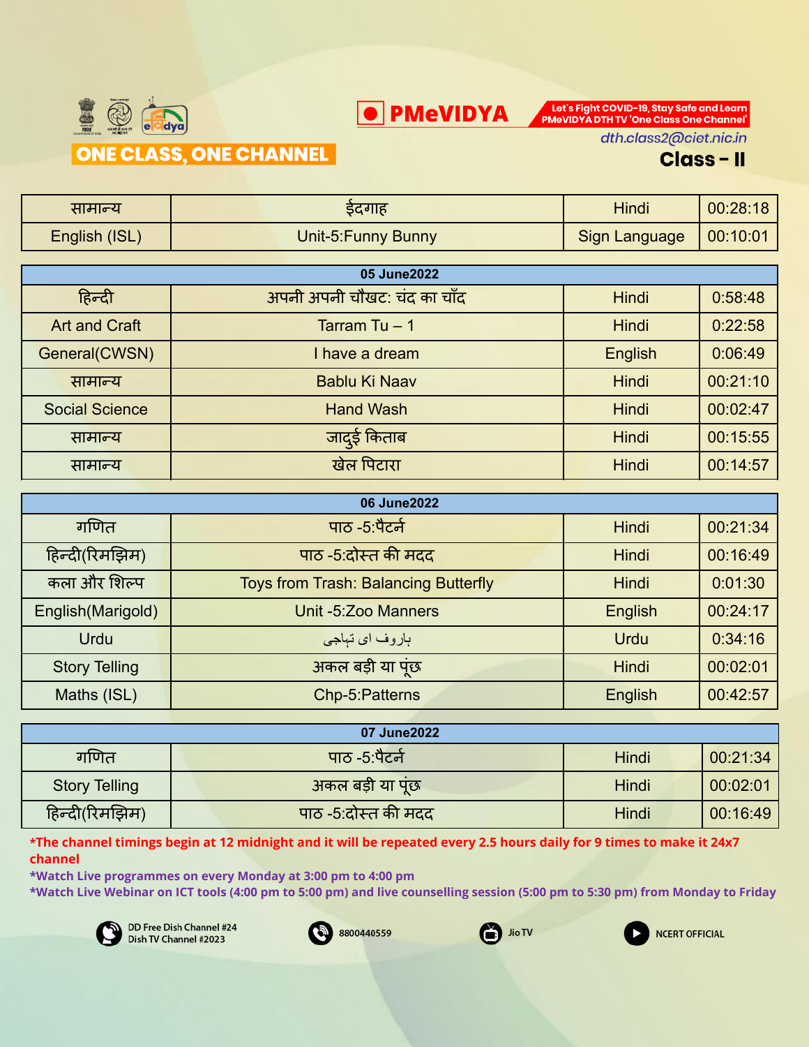ONE CLASS, ONE CHANNEL

PMeVIDYA

Let's Fight COVID-19, Stay Safe and Learn PMeVIDYA DTH TV 'One Class One Channel'

dth.class2@ciet.nic.in

**Class - II**

| | | | |
|---|---|---|---|
| सामान्य | ईदगाह | Hindi | 00:28:18 |
| English (ISL) | Unit-5:Funny Bunny | Sign Language | 00:10:01 |

| 05 June2022 | | | |
|---|---|---|---|
| हिन्दी | अपनी अपनी चौखट: चंद का चाँद | Hindi | 0:58:48 |
| Art and Craft | Tarram Tu – 1 | Hindi | 0:22:58 |
| General(CWSN) | I have a dream | English | 0:06:49 |
| सामान्य | Bablu Ki Naav | Hindi | 00:21:10 |
| Social Science | Hand Wash | Hindi | 00:02:47 |
| सामान्य | जादुई किताब | Hindi | 00:15:55 |
| सामान्य | खेल पिटारा | Hindi | 00:14:57 |

| 06 June2022 | | | |
|---|---|---|---|
| गणित | पाठ -5:पैटर्न | Hindi | 00:21:34 |
| हिन्दी(रिमझिम) | पाठ -5:दोस्त की मदद | Hindi | 00:16:49 |
| कला और शिल्प | Toys from Trash: Balancing Butterfly | Hindi | 0:01:30 |
| English(Marigold) | Unit -5:Zoo Manners | English | 00:24:17 |
| Urdu | باروف ای تہاجی | Urdu | 0:34:16 |
| Story Telling | अकल बड़ी या पूंछ | Hindi | 00:02:01 |
| Maths (ISL) | Chp-5:Patterns | English | 00:42:57 |

| 07 June2022 | | | |
|---|---|---|---|
| गणित | पाठ -5:पैटर्न | Hindi | 00:21:34 |
| Story Telling | अकल बड़ी या पूंछ | Hindi | 00:02:01 |
| हिन्दी(रिमझिम) | पाठ -5:दोस्त की मदद | Hindi | 00:16:49 |

**\*The channel timings begin at 12 midnight and it will be repeated every 2.5 hours daily for 9 times to make it 24x7 channel**

**\*Watch Live programmes on every Monday at 3:00 pm to 4:00 pm**

**\*Watch Live Webinar on ICT tools (4:00 pm to 5:00 pm) and live counselling session (5:00 pm to 5:30 pm) from Monday to Friday**

DD Free Dish Channel #24
Dish TV Channel #2023

8800440559

Jio TV

NCERT OFFICIAL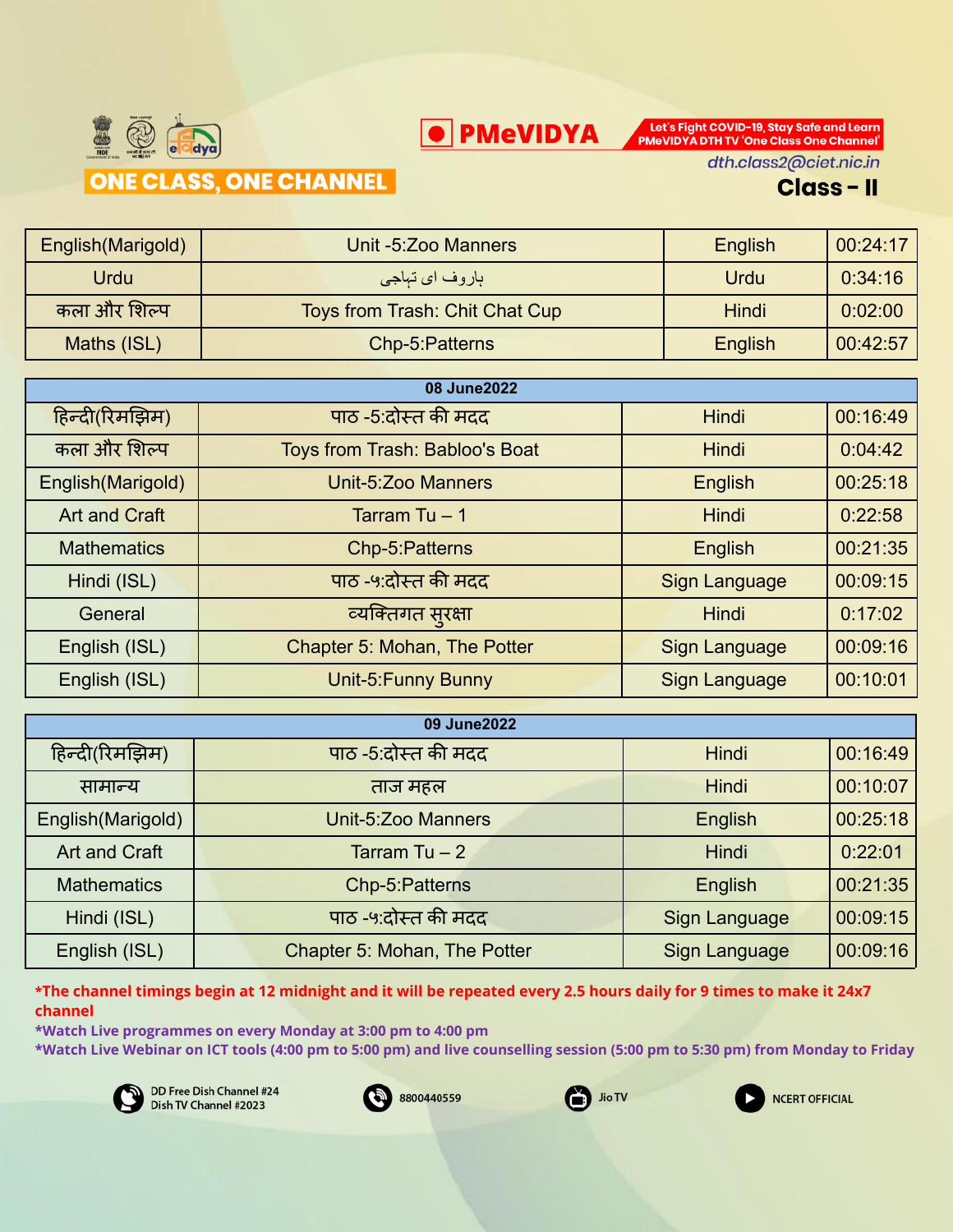ONE CLASS, ONE CHANNEL

PMeVIDYA

Let's Fight COVID-19, Stay Safe and Learn
PMeVIDYA DTH TV 'One Class One Channel'

dth.class2@ciet.nic.in

**Class - II**

| English(Marigold) | Unit -5:Zoo Manners | English | 00:24:17 |
|---|---|---|---|
| Urdu | ہاروف ای تہاجی | Urdu | 0:34:16 |
| कला और शिल्प | Toys from Trash: Chit Chat Cup | Hindi | 0:02:00 |
| Maths (ISL) | Chp-5:Patterns | English | 00:42:57 |

| 08 June2022 | | | |
|---|---|---|---|
| हिन्दी(रिमझिम) | पाठ -5:दोस्त की मदद | Hindi | 00:16:49 |
| कला और शिल्प | Toys from Trash: Babloo's Boat | Hindi | 0:04:42 |
| English(Marigold) | Unit-5:Zoo Manners | English | 00:25:18 |
| Art and Craft | Tarram Tu – 1 | Hindi | 0:22:58 |
| Mathematics | Chp-5:Patterns | English | 00:21:35 |
| Hindi (ISL) | पाठ -५:दोस्त की मदद | Sign Language | 00:09:15 |
| General | व्यक्तिगत सुरक्षा | Hindi | 0:17:02 |
| English (ISL) | Chapter 5: Mohan, The Potter | Sign Language | 00:09:16 |
| English (ISL) | Unit-5:Funny Bunny | Sign Language | 00:10:01 |

| 09 June2022 | | | |
|---|---|---|---|
| हिन्दी(रिमझिम) | पाठ -5:दोस्त की मदद | Hindi | 00:16:49 |
| सामान्य | ताज महल | Hindi | 00:10:07 |
| English(Marigold) | Unit-5:Zoo Manners | English | 00:25:18 |
| Art and Craft | Tarram Tu – 2 | Hindi | 0:22:01 |
| Mathematics | Chp-5:Patterns | English | 00:21:35 |
| Hindi (ISL) | पाठ -५:दोस्त की मदद | Sign Language | 00:09:15 |
| English (ISL) | Chapter 5: Mohan, The Potter | Sign Language | 00:09:16 |

*The channel timings begin at 12 midnight and it will be repeated every 2.5 hours daily for 9 times to make it 24x7 channel

*Watch Live programmes on every Monday at 3:00 pm to 4:00 pm

*Watch Live Webinar on ICT tools (4:00 pm to 5:00 pm) and live counselling session (5:00 pm to 5:30 pm) from Monday to Friday

DD Free Dish Channel #24
Dish TV Channel #2023

8800440559

Jio TV

NCERT OFFICIAL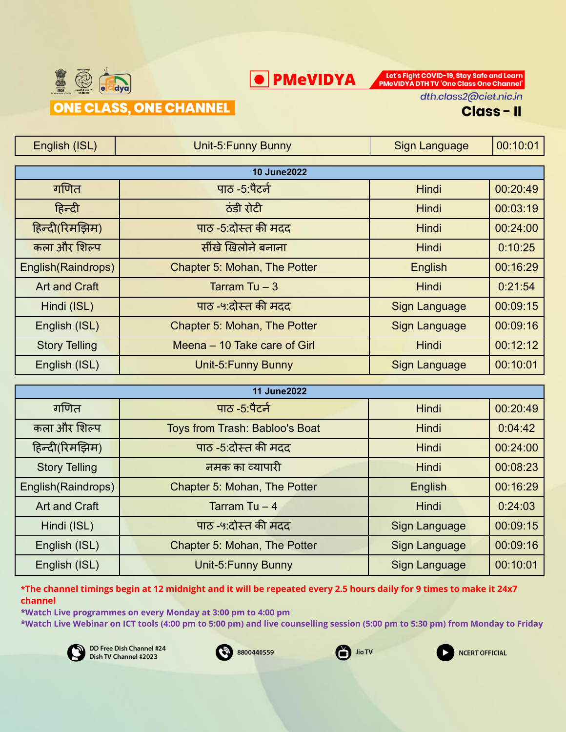**ONE CLASS, ONE CHANNEL**

**PMeVIDYA**

Let's Fight COVID-19, Stay Safe and Learn PMeVIDYA DTH TV 'One Class One Channel'

dth.class2@ciet.nic.in

## Class - II

| English (ISL) | Unit-5:Funny Bunny | Sign Language | 00:10:01 |
|---|---|---|---|

| **10 June2022** | | | |
|---|---|---|---|
| गणित | पाठ -5:पैटर्न | Hindi | 00:20:49 |
| हिन्दी | ठंडी रोटी | Hindi | 00:03:19 |
| हिन्दी(रिमझिम) | पाठ -5:दोस्त की मदद | Hindi | 00:24:00 |
| कला और शिल्प | सींखे खिलोने बनाना | Hindi | 0:10:25 |
| English(Raindrops) | Chapter 5: Mohan, The Potter | English | 00:16:29 |
| Art and Craft | Tarram Tu – 3 | Hindi | 0:21:54 |
| Hindi (ISL) | पाठ -५:दोस्त की मदद | Sign Language | 00:09:15 |
| English (ISL) | Chapter 5: Mohan, The Potter | Sign Language | 00:09:16 |
| Story Telling | Meena – 10 Take care of Girl | Hindi | 00:12:12 |
| English (ISL) | Unit-5:Funny Bunny | Sign Language | 00:10:01 |

| **11 June2022** | | | |
|---|---|---|---|
| गणित | पाठ -5:पैटर्न | Hindi | 00:20:49 |
| कला और शिल्प | Toys from Trash: Babloo's Boat | Hindi | 0:04:42 |
| हिन्दी(रिमझिम) | पाठ -5:दोस्त की मदद | Hindi | 00:24:00 |
| Story Telling | नमक का व्यापारी | Hindi | 00:08:23 |
| English(Raindrops) | Chapter 5: Mohan, The Potter | English | 00:16:29 |
| Art and Craft | Tarram Tu – 4 | Hindi | 0:24:03 |
| Hindi (ISL) | पाठ -५:दोस्त की मदद | Sign Language | 00:09:15 |
| English (ISL) | Chapter 5: Mohan, The Potter | Sign Language | 00:09:16 |
| English (ISL) | Unit-5:Funny Bunny | Sign Language | 00:10:01 |

**\*The channel timings begin at 12 midnight and it will be repeated every 2.5 hours daily for 9 times to make it 24x7 channel**

**\*Watch Live programmes on every Monday at 3:00 pm to 4:00 pm**

**\*Watch Live Webinar on ICT tools (4:00 pm to 5:00 pm) and live counselling session (5:00 pm to 5:30 pm) from Monday to Friday**

DD Free Dish Channel #24
Dish TV Channel #2023

8800440559

JioTV

NCERT OFFICIAL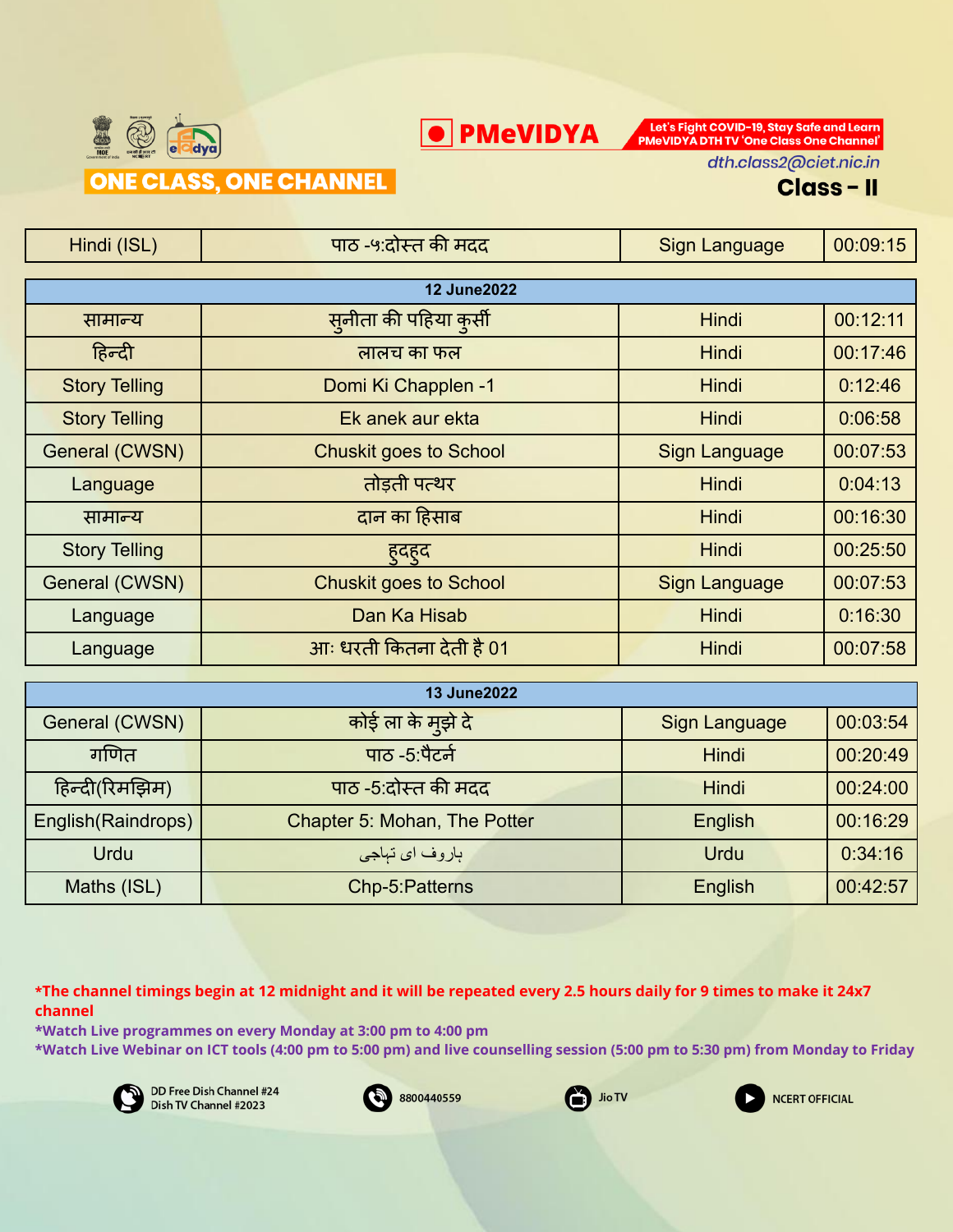ONE CLASS, ONE CHANNEL

PMeVIDYA

Let's Fight COVID-19, Stay Safe and Learn PMeVIDYA DTH TV 'One Class One Channel'

dth.class2@ciet.nic.in

## Class - II

| Hindi (ISL) | पाठ -५:दोस्त की मदद | Sign Language | 00:09:15 |
|---|---|---|---|

| 12 June2022 | | | |
|---|---|---|---|
| सामान्य | सुनीता की पहिया कुर्सी | Hindi | 00:12:11 |
| हिन्दी | लालच का फल | Hindi | 00:17:46 |
| Story Telling | Domi Ki Chapplen -1 | Hindi | 0:12:46 |
| Story Telling | Ek anek aur ekta | Hindi | 0:06:58 |
| General (CWSN) | Chuskit goes to School | Sign Language | 00:07:53 |
| Language | तोड़ती पत्थर | Hindi | 0:04:13 |
| सामान्य | दान का हिसाब | Hindi | 00:16:30 |
| Story Telling | हुदहुद | Hindi | 00:25:50 |
| General (CWSN) | Chuskit goes to School | Sign Language | 00:07:53 |
| Language | Dan Ka Hisab | Hindi | 0:16:30 |
| Language | आ: धरती कितना देती है 01 | Hindi | 00:07:58 |

| 13 June2022 | | | |
|---|---|---|---|
| General (CWSN) | कोई ला के मुझे दे | Sign Language | 00:03:54 |
| गणित | पाठ -5:पैटर्न | Hindi | 00:20:49 |
| हिन्दी(रिमझिम) | पाठ -5:दोस्त की मदद | Hindi | 00:24:00 |
| English(Raindrops) | Chapter 5: Mohan, The Potter | English | 00:16:29 |
| Urdu | باروف ای تہاجی | Urdu | 0:34:16 |
| Maths (ISL) | Chp-5:Patterns | English | 00:42:57 |

**\*The channel timings begin at 12 midnight and it will be repeated every 2.5 hours daily for 9 times to make it 24x7 channel**

**\*Watch Live programmes on every Monday at 3:00 pm to 4:00 pm**

**\*Watch Live Webinar on ICT tools (4:00 pm to 5:00 pm) and live counselling session (5:00 pm to 5:30 pm) from Monday to Friday**

DD Free Dish Channel #24
Dish TV Channel #2023

8800440559

Jio TV

NCERT OFFICIAL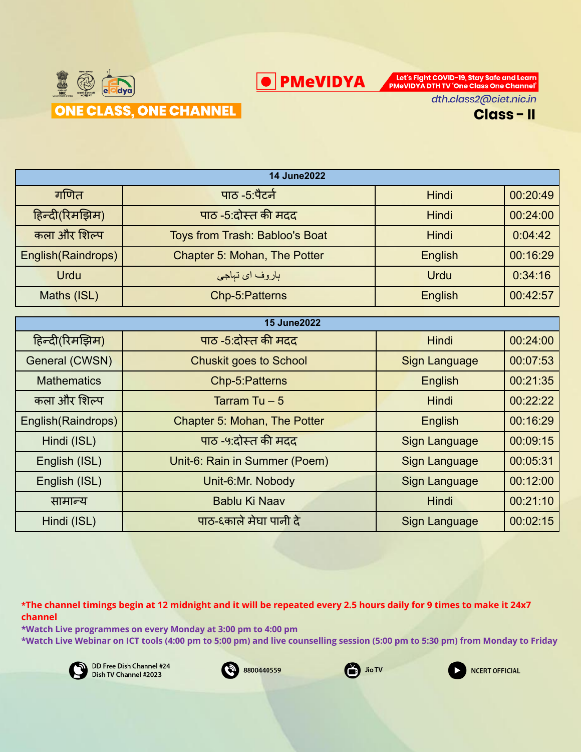ONE CLASS, ONE CHANNEL

PMeVIDYA

Let's Fight COVID-19, Stay Safe and Learn PMeVIDYA DTH TV 'One Class One Channel'

dth.class2@ciet.nic.in

**Class - II**

| 14 June2022 | | | |
|---|---|---|---|
| गणित | पाठ -5:पैटर्न | Hindi | 00:20:49 |
| हिन्दी(रिमझिम) | पाठ -5:दोस्त की मदद | Hindi | 00:24:00 |
| कला और शिल्प | Toys from Trash: Babloo's Boat | Hindi | 0:04:42 |
| English(Raindrops) | Chapter 5: Mohan, The Potter | English | 00:16:29 |
| Urdu | باروف ای تہاجی | Urdu | 0:34:16 |
| Maths (ISL) | Chp-5:Patterns | English | 00:42:57 |

| 15 June2022 | | | |
|---|---|---|---|
| हिन्दी(रिमझिम) | पाठ -5:दोस्त की मदद | Hindi | 00:24:00 |
| General (CWSN) | Chuskit goes to School | Sign Language | 00:07:53 |
| Mathematics | Chp-5:Patterns | English | 00:21:35 |
| कला और शिल्प | Tarram Tu – 5 | Hindi | 00:22:22 |
| English(Raindrops) | Chapter 5: Mohan, The Potter | English | 00:16:29 |
| Hindi (ISL) | पाठ -५:दोस्त की मदद | Sign Language | 00:09:15 |
| English (ISL) | Unit-6: Rain in Summer (Poem) | Sign Language | 00:05:31 |
| English (ISL) | Unit-6:Mr. Nobody | Sign Language | 00:12:00 |
| सामान्य | Bablu Ki Naav | Hindi | 00:21:10 |
| Hindi (ISL) | पाठ-६काले मेघा पानी दे | Sign Language | 00:02:15 |

**\*The channel timings begin at 12 midnight and it will be repeated every 2.5 hours daily for 9 times to make it 24x7 channel**

**\*Watch Live programmes on every Monday at 3:00 pm to 4:00 pm**

**\*Watch Live Webinar on ICT tools (4:00 pm to 5:00 pm) and live counselling session (5:00 pm to 5:30 pm) from Monday to Friday**

DD Free Dish Channel #24
Dish TV Channel #2023

8800440559

JioTV

NCERT OFFICIAL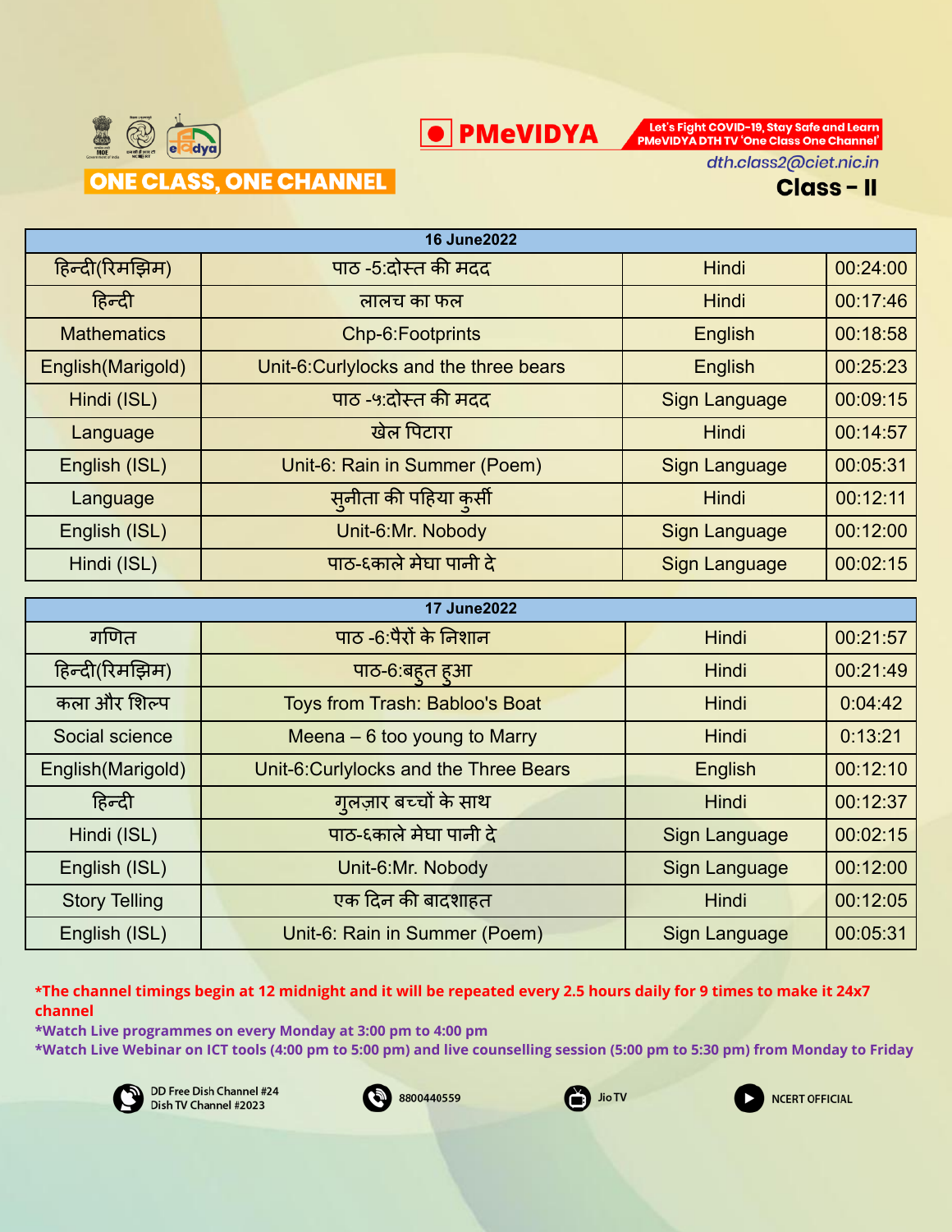ONE CLASS, ONE CHANNEL

PMeVIDYA

Let's Fight COVID-19, Stay Safe and Learn
PMeVIDYA DTH TV 'One Class One Channel'

dth.class2@ciet.nic.in

**Class - II**

| 16 June2022 | | | |
|---|---|---|---|
| हिन्दी(रिमझिम) | पाठ -5:दोस्त की मदद | Hindi | 00:24:00 |
| हिन्दी | लालच का फल | Hindi | 00:17:46 |
| Mathematics | Chp-6:Footprints | English | 00:18:58 |
| English(Marigold) | Unit-6:Curlylocks and the three bears | English | 00:25:23 |
| Hindi (ISL) | पाठ -५:दोस्त की मदद | Sign Language | 00:09:15 |
| Language | खेल पिटारा | Hindi | 00:14:57 |
| English (ISL) | Unit-6: Rain in Summer (Poem) | Sign Language | 00:05:31 |
| Language | सुनीता की पहिया कुर्सी | Hindi | 00:12:11 |
| English (ISL) | Unit-6:Mr. Nobody | Sign Language | 00:12:00 |
| Hindi (ISL) | पाठ-६काले मेघा पानी दे | Sign Language | 00:02:15 |

| 17 June2022 | | | |
|---|---|---|---|
| गणित | पाठ -6:पैरों के निशान | Hindi | 00:21:57 |
| हिन्दी(रिमझिम) | पाठ-6:बहुत हुआ | Hindi | 00:21:49 |
| कला और शिल्प | Toys from Trash: Babloo's Boat | Hindi | 0:04:42 |
| Social science | Meena – 6 too young to Marry | Hindi | 0:13:21 |
| English(Marigold) | Unit-6:Curlylocks and the Three Bears | English | 00:12:10 |
| हिन्दी | गुलज़ार बच्चों के साथ | Hindi | 00:12:37 |
| Hindi (ISL) | पाठ-६काले मेघा पानी दे | Sign Language | 00:02:15 |
| English (ISL) | Unit-6:Mr. Nobody | Sign Language | 00:12:00 |
| Story Telling | एक दिन की बादशाहत | Hindi | 00:12:05 |
| English (ISL) | Unit-6: Rain in Summer (Poem) | Sign Language | 00:05:31 |

**\*The channel timings begin at 12 midnight and it will be repeated every 2.5 hours daily for 9 times to make it 24x7 channel**

**\*Watch Live programmes on every Monday at 3:00 pm to 4:00 pm**

**\*Watch Live Webinar on ICT tools (4:00 pm to 5:00 pm) and live counselling session (5:00 pm to 5:30 pm) from Monday to Friday**

DD Free Dish Channel #24
Dish TV Channel #2023

8800440559

JioTV

NCERT OFFICIAL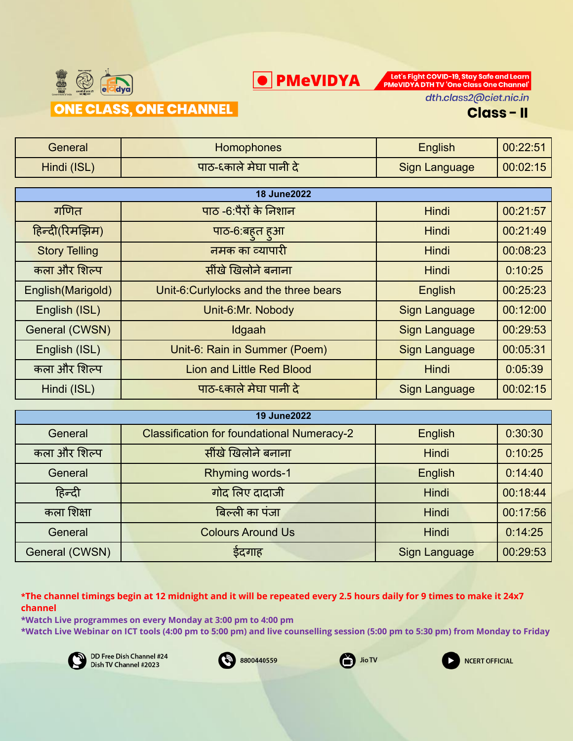ONE CLASS, ONE CHANNEL

PMeVIDYA

Let's Fight COVID-19, Stay Safe and Learn PMeVIDYA DTH TV 'One Class One Channel'

dth.class2@ciet.nic.in

**Class - II**

| General | Homophones | English | 00:22:51 |
|---|---|---|---|
| Hindi (ISL) | पाठ-६काले मेघा पानी दे | Sign Language | 00:02:15 |

| 18 June2022 | | | |
|---|---|---|---|
| गणित | पाठ -6:पैरों के निशान | Hindi | 00:21:57 |
| हिन्दी(रिमझिम) | पाठ-6:बहुत हुआ | Hindi | 00:21:49 |
| Story Telling | नमक का व्यापारी | Hindi | 00:08:23 |
| कला और शिल्प | सींखे खिलोने बनाना | Hindi | 0:10:25 |
| English(Marigold) | Unit-6:Curlylocks and the three bears | English | 00:25:23 |
| English (ISL) | Unit-6:Mr. Nobody | Sign Language | 00:12:00 |
| General (CWSN) | Idgaah | Sign Language | 00:29:53 |
| English (ISL) | Unit-6: Rain in Summer (Poem) | Sign Language | 00:05:31 |
| कला और शिल्प | Lion and Little Red Blood | Hindi | 0:05:39 |
| Hindi (ISL) | पाठ-६काले मेघा पानी दे | Sign Language | 00:02:15 |

| 19 June2022 | | | |
|---|---|---|---|
| General | Classification for foundational Numeracy-2 | English | 0:30:30 |
| कला और शिल्प | सींखे खिलोने बनाना | Hindi | 0:10:25 |
| General | Rhyming words-1 | English | 0:14:40 |
| हिन्दी | गोद लिए दादाजी | Hindi | 00:18:44 |
| कला शिक्षा | बिल्ली का पंजा | Hindi | 00:17:56 |
| General | Colours Around Us | Hindi | 0:14:25 |
| General (CWSN) | ईदगाह | Sign Language | 00:29:53 |

**\*The channel timings begin at 12 midnight and it will be repeated every 2.5 hours daily for 9 times to make it 24x7 channel**

**\*Watch Live programmes on every Monday at 3:00 pm to 4:00 pm**

**\*Watch Live Webinar on ICT tools (4:00 pm to 5:00 pm) and live counselling session (5:00 pm to 5:30 pm) from Monday to Friday**

DD Free Dish Channel #24
Dish TV Channel #2023

8800440559

Jio TV

NCERT OFFICIAL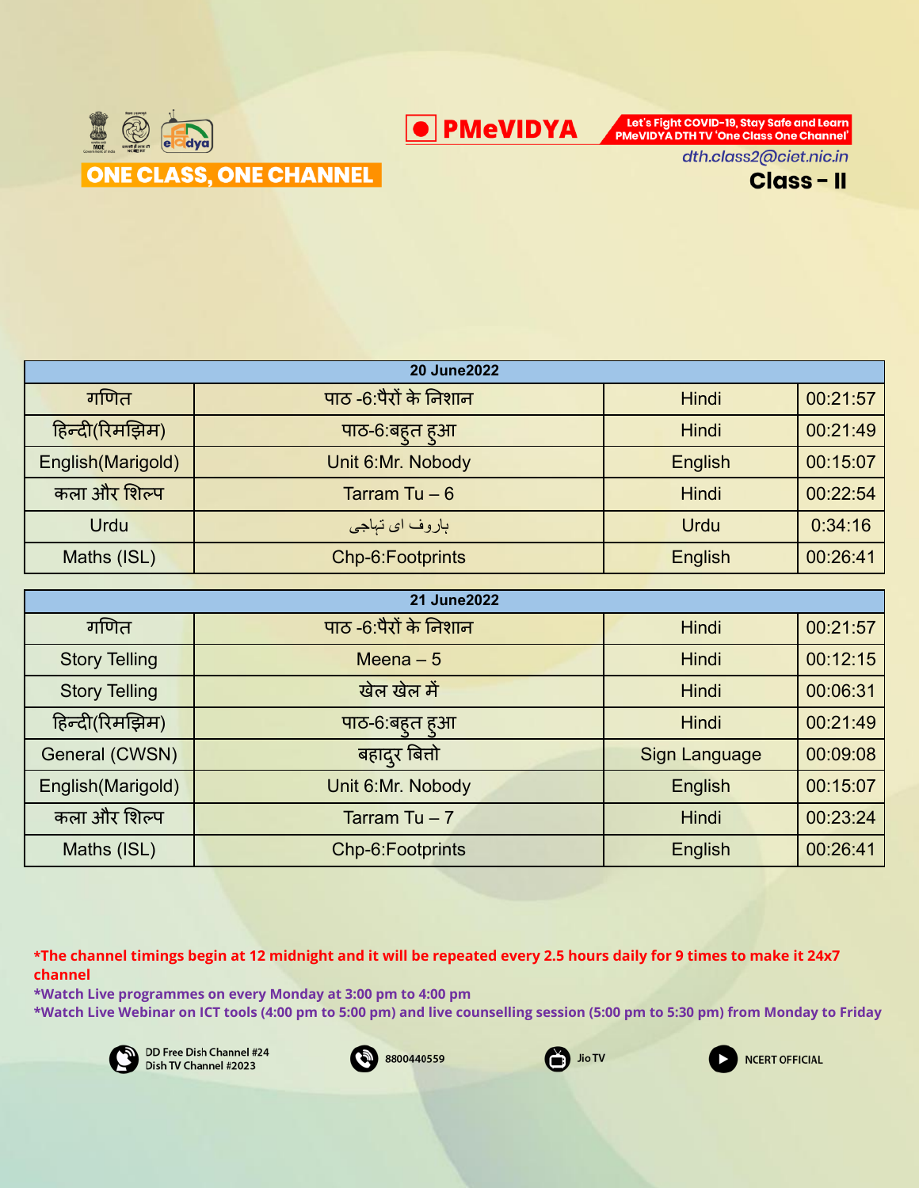**ONE CLASS, ONE CHANNEL**

**PMeVIDYA**

Let's Fight COVID-19, Stay Safe and Learn PMeVIDYA DTH TV 'One Class One Channel'

dth.class2@ciet.nic.in

## Class - II

| 20 June2022 | | | |
|---|---|---|---|
| गणित | पाठ -6:पैरों के निशान | Hindi | 00:21:57 |
| हिन्दी(रिमझिम) | पाठ-6:बहुत हुआ | Hindi | 00:21:49 |
| English(Marigold) | Unit 6:Mr. Nobody | English | 00:15:07 |
| कला और शिल्प | Tarram Tu – 6 | Hindi | 00:22:54 |
| Urdu | باروف ای تہاجی | Urdu | 0:34:16 |
| Maths (ISL) | Chp-6:Footprints | English | 00:26:41 |

| 21 June2022 | | | |
|---|---|---|---|
| गणित | पाठ -6:पैरों के निशान | Hindi | 00:21:57 |
| Story Telling | Meena – 5 | Hindi | 00:12:15 |
| Story Telling | खेल खेल में | Hindi | 00:06:31 |
| हिन्दी(रिमझिम) | पाठ-6:बहुत हुआ | Hindi | 00:21:49 |
| General (CWSN) | बहादुर बित्तो | Sign Language | 00:09:08 |
| English(Marigold) | Unit 6:Mr. Nobody | English | 00:15:07 |
| कला और शिल्प | Tarram Tu – 7 | Hindi | 00:23:24 |
| Maths (ISL) | Chp-6:Footprints | English | 00:26:41 |

*The channel timings begin at 12 midnight and it will be repeated every 2.5 hours daily for 9 times to make it 24x7 channel

*Watch Live programmes on every Monday at 3:00 pm to 4:00 pm

*Watch Live Webinar on ICT tools (4:00 pm to 5:00 pm) and live counselling session (5:00 pm to 5:30 pm) from Monday to Friday

DD Free Dish Channel #24
Dish TV Channel #2023

8800440559

Jio TV

NCERT OFFICIAL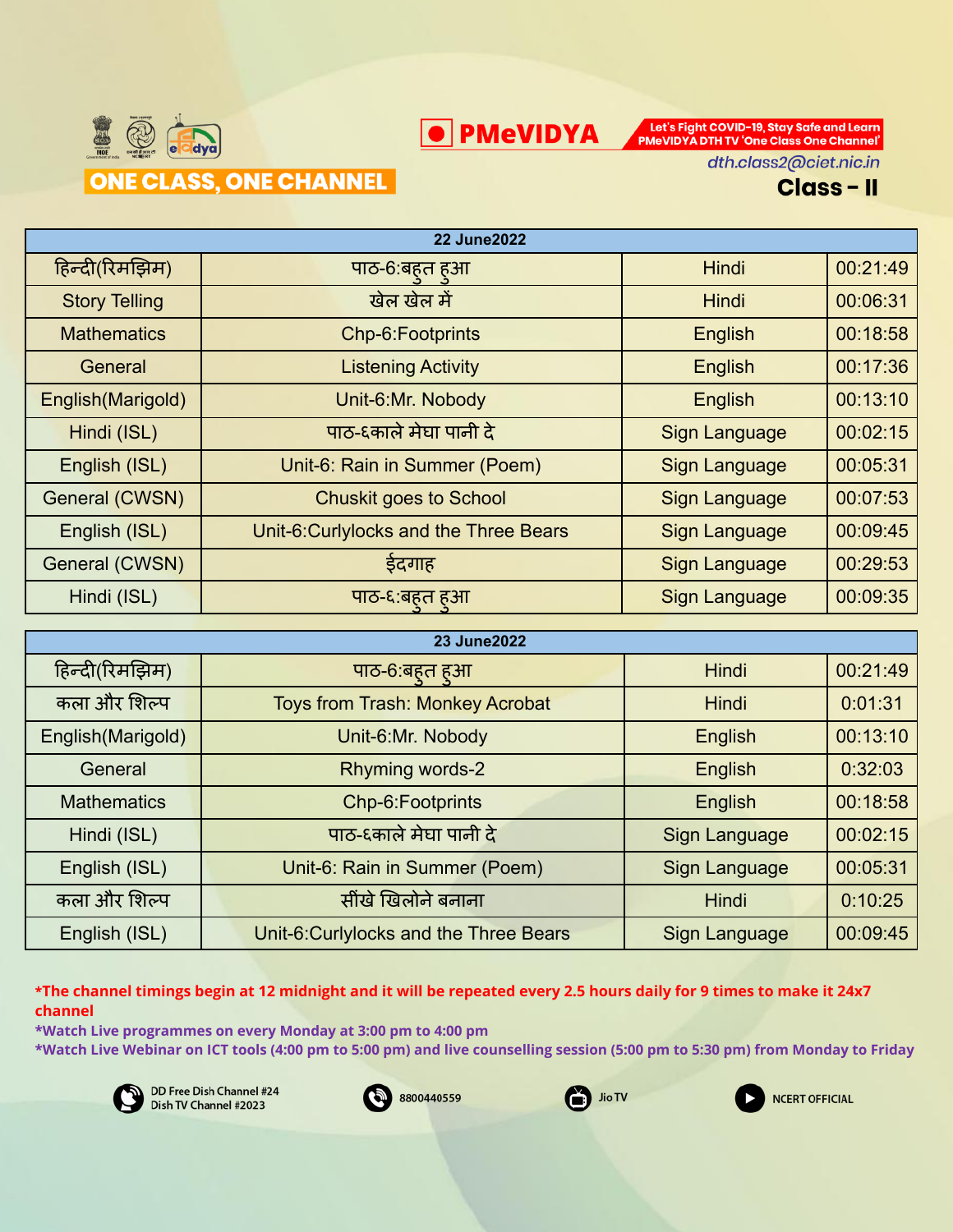ONE CLASS, ONE CHANNEL

PMeVIDYA

Let's Fight COVID-19, Stay Safe and Learn PMeVIDYA DTH TV 'One Class One Channel'

dth.class2@ciet.nic.in

## Class - II

| 22 June2022 | | | |
|---|---|---|---|
| हिन्दी(रिमझिम) | पाठ-6:बहुत हुआ | Hindi | 00:21:49 |
| Story Telling | खेल खेल में | Hindi | 00:06:31 |
| Mathematics | Chp-6:Footprints | English | 00:18:58 |
| General | Listening Activity | English | 00:17:36 |
| English(Marigold) | Unit-6:Mr. Nobody | English | 00:13:10 |
| Hindi (ISL) | पाठ-६काले मेघा पानी दे | Sign Language | 00:02:15 |
| English (ISL) | Unit-6: Rain in Summer (Poem) | Sign Language | 00:05:31 |
| General (CWSN) | Chuskit goes to School | Sign Language | 00:07:53 |
| English (ISL) | Unit-6:Curlylocks and the Three Bears | Sign Language | 00:09:45 |
| General (CWSN) | ईदगाह | Sign Language | 00:29:53 |
| Hindi (ISL) | पाठ-६:बहुत हुआ | Sign Language | 00:09:35 |

| 23 June2022 | | | |
|---|---|---|---|
| हिन्दी(रिमझिम) | पाठ-6:बहुत हुआ | Hindi | 00:21:49 |
| कला और शिल्प | Toys from Trash: Monkey Acrobat | Hindi | 0:01:31 |
| English(Marigold) | Unit-6:Mr. Nobody | English | 00:13:10 |
| General | Rhyming words-2 | English | 0:32:03 |
| Mathematics | Chp-6:Footprints | English | 00:18:58 |
| Hindi (ISL) | पाठ-६काले मेघा पानी दे | Sign Language | 00:02:15 |
| English (ISL) | Unit-6: Rain in Summer (Poem) | Sign Language | 00:05:31 |
| कला और शिल्प | सींखे खिलोने बनाना | Hindi | 0:10:25 |
| English (ISL) | Unit-6:Curlylocks and the Three Bears | Sign Language | 00:09:45 |

**\*The channel timings begin at 12 midnight and it will be repeated every 2.5 hours daily for 9 times to make it 24x7 channel**

**\*Watch Live programmes on every Monday at 3:00 pm to 4:00 pm**

**\*Watch Live Webinar on ICT tools (4:00 pm to 5:00 pm) and live counselling session (5:00 pm to 5:30 pm) from Monday to Friday**

DD Free Dish Channel #24
Dish TV Channel #2023

8800440559

Jio TV

NCERT OFFICIAL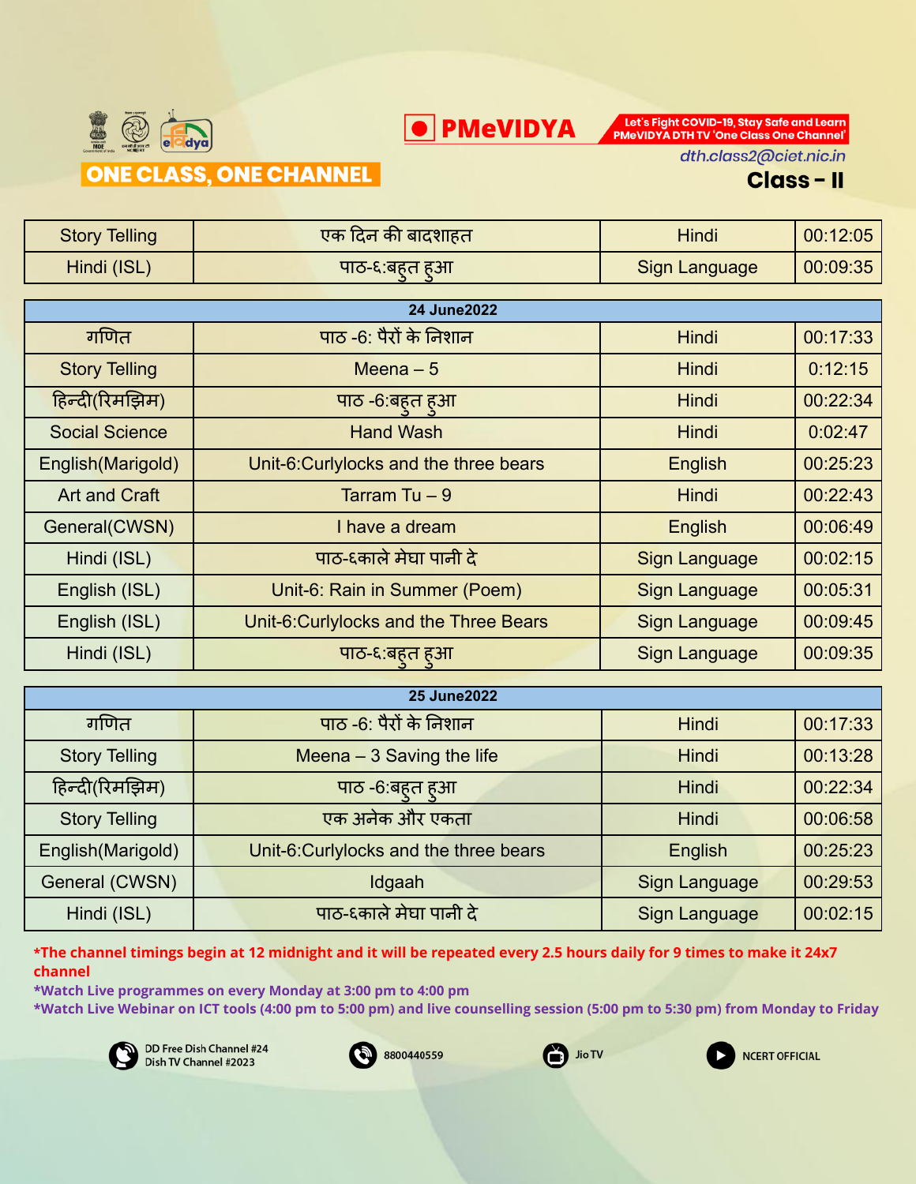ONE CLASS, ONE CHANNEL

PMeVIDYA

Let's Fight COVID-19, Stay Safe and Learn PMeVIDYA DTH TV 'One Class One Channel'

dth.class2@ciet.nic.in

## Class – II

| Story Telling | एक दिन की बादशाहत | Hindi | 00:12:05 |
|---|---|---|---|
| Hindi (ISL) | पाठ-६:बहुत हुआ | Sign Language | 00:09:35 |

| 24 June2022 | | | |
|---|---|---|---|
| गणित | पाठ -6: पैरों के निशान | Hindi | 00:17:33 |
| Story Telling | Meena – 5 | Hindi | 0:12:15 |
| हिन्दी(रिमझिम) | पाठ -6:बहुत हुआ | Hindi | 00:22:34 |
| Social Science | Hand Wash | Hindi | 0:02:47 |
| English(Marigold) | Unit-6:Curlylocks and the three bears | English | 00:25:23 |
| Art and Craft | Tarram Tu – 9 | Hindi | 00:22:43 |
| General(CWSN) | I have a dream | English | 00:06:49 |
| Hindi (ISL) | पाठ-६काले मेघा पानी दे | Sign Language | 00:02:15 |
| English (ISL) | Unit-6: Rain in Summer (Poem) | Sign Language | 00:05:31 |
| English (ISL) | Unit-6:Curlylocks and the Three Bears | Sign Language | 00:09:45 |
| Hindi (ISL) | पाठ-६:बहुत हुआ | Sign Language | 00:09:35 |

| 25 June2022 | | | |
|---|---|---|---|
| गणित | पाठ -6: पैरों के निशान | Hindi | 00:17:33 |
| Story Telling | Meena – 3 Saving the life | Hindi | 00:13:28 |
| हिन्दी(रिमझिम) | पाठ -6:बहुत हुआ | Hindi | 00:22:34 |
| Story Telling | एक अनेक और एकता | Hindi | 00:06:58 |
| English(Marigold) | Unit-6:Curlylocks and the three bears | English | 00:25:23 |
| General (CWSN) | Idgaah | Sign Language | 00:29:53 |
| Hindi (ISL) | पाठ-६काले मेघा पानी दे | Sign Language | 00:02:15 |

**\*The channel timings begin at 12 midnight and it will be repeated every 2.5 hours daily for 9 times to make it 24x7 channel**

**\*Watch Live programmes on every Monday at 3:00 pm to 4:00 pm**

**\*Watch Live Webinar on ICT tools (4:00 pm to 5:00 pm) and live counselling session (5:00 pm to 5:30 pm) from Monday to Friday**

DD Free Dish Channel #24
Dish TV Channel #2023

8800440559

Jio TV

NCERT OFFICIAL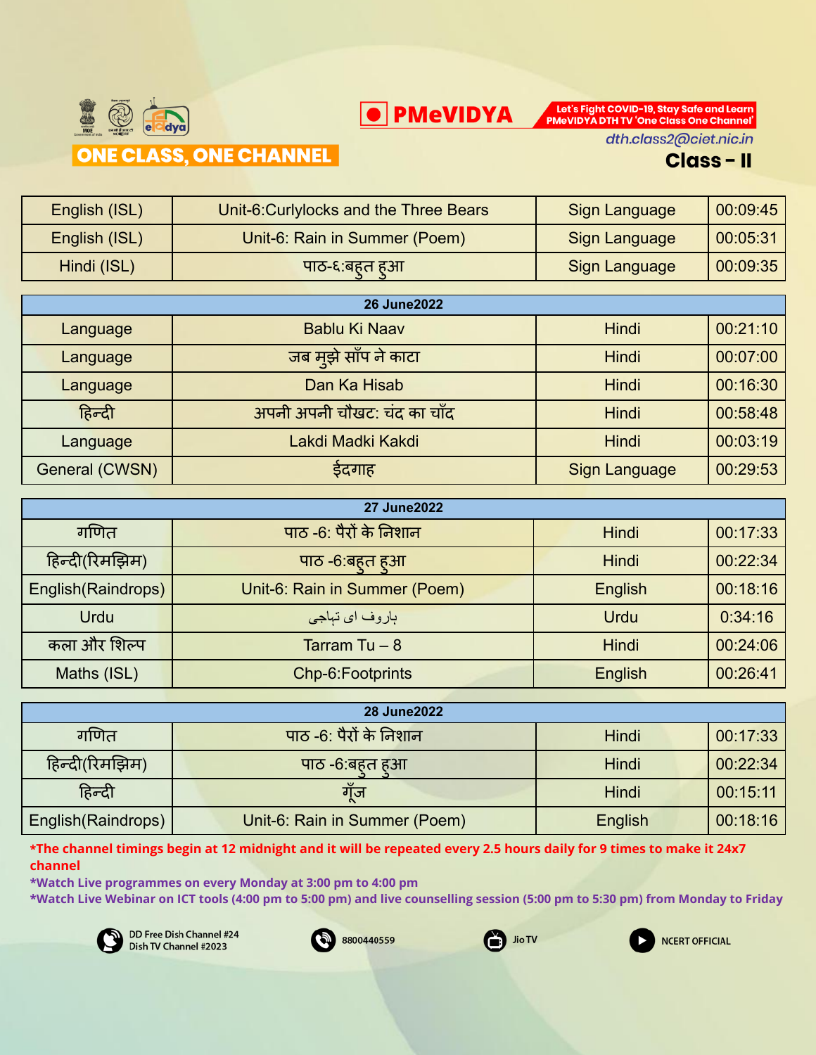# ONE CLASS, ONE CHANNEL

**PMeVIDYA**

Let's Fight COVID-19, Stay Safe and Learn PMeVIDYA DTH TV 'One Class One Channel'

dth.class2@ciet.nic.in

## Class - II

| | | | |
|---|---|---|---|
| English (ISL) | Unit-6:Curlylocks and the Three Bears | Sign Language | 00:09:45 |
| English (ISL) | Unit-6: Rain in Summer (Poem) | Sign Language | 00:05:31 |
| Hindi (ISL) | पाठ-६:बहुत हुआ | Sign Language | 00:09:35 |

| 26 June2022 | | | |
|---|---|---|---|
| Language | Bablu Ki Naav | Hindi | 00:21:10 |
| Language | जब मुझे साँप ने काटा | Hindi | 00:07:00 |
| Language | Dan Ka Hisab | Hindi | 00:16:30 |
| हिन्दी | अपनी अपनी चौखट: चंद का चाँद | Hindi | 00:58:48 |
| Language | Lakdi Madki Kakdi | Hindi | 00:03:19 |
| General (CWSN) | ईदगाह | Sign Language | 00:29:53 |

| 27 June2022 | | | |
|---|---|---|---|
| गणित | पाठ -6: पैरों के निशान | Hindi | 00:17:33 |
| हिन्दी(रिमझिम) | पाठ -6:बहुत हुआ | Hindi | 00:22:34 |
| English(Raindrops) | Unit-6: Rain in Summer (Poem) | English | 00:18:16 |
| Urdu | باروف ای تہاجی | Urdu | 0:34:16 |
| कला और शिल्प | Tarram Tu – 8 | Hindi | 00:24:06 |
| Maths (ISL) | Chp-6:Footprints | English | 00:26:41 |

| 28 June2022 | | | |
|---|---|---|---|
| गणित | पाठ -6: पैरों के निशान | Hindi | 00:17:33 |
| हिन्दी(रिमझिम) | पाठ -6:बहुत हुआ | Hindi | 00:22:34 |
| हिन्दी | गूँज | Hindi | 00:15:11 |
| English(Raindrops) | Unit-6: Rain in Summer (Poem) | English | 00:18:16 |

**\*The channel timings begin at 12 midnight and it will be repeated every 2.5 hours daily for 9 times to make it 24x7 channel**

**\*Watch Live programmes on every Monday at 3:00 pm to 4:00 pm**

**\*Watch Live Webinar on ICT tools (4:00 pm to 5:00 pm) and live counselling session (5:00 pm to 5:30 pm) from Monday to Friday**

DD Free Dish Channel #24
Dish TV Channel #2023

8800440559

Jio TV

NCERT OFFICIAL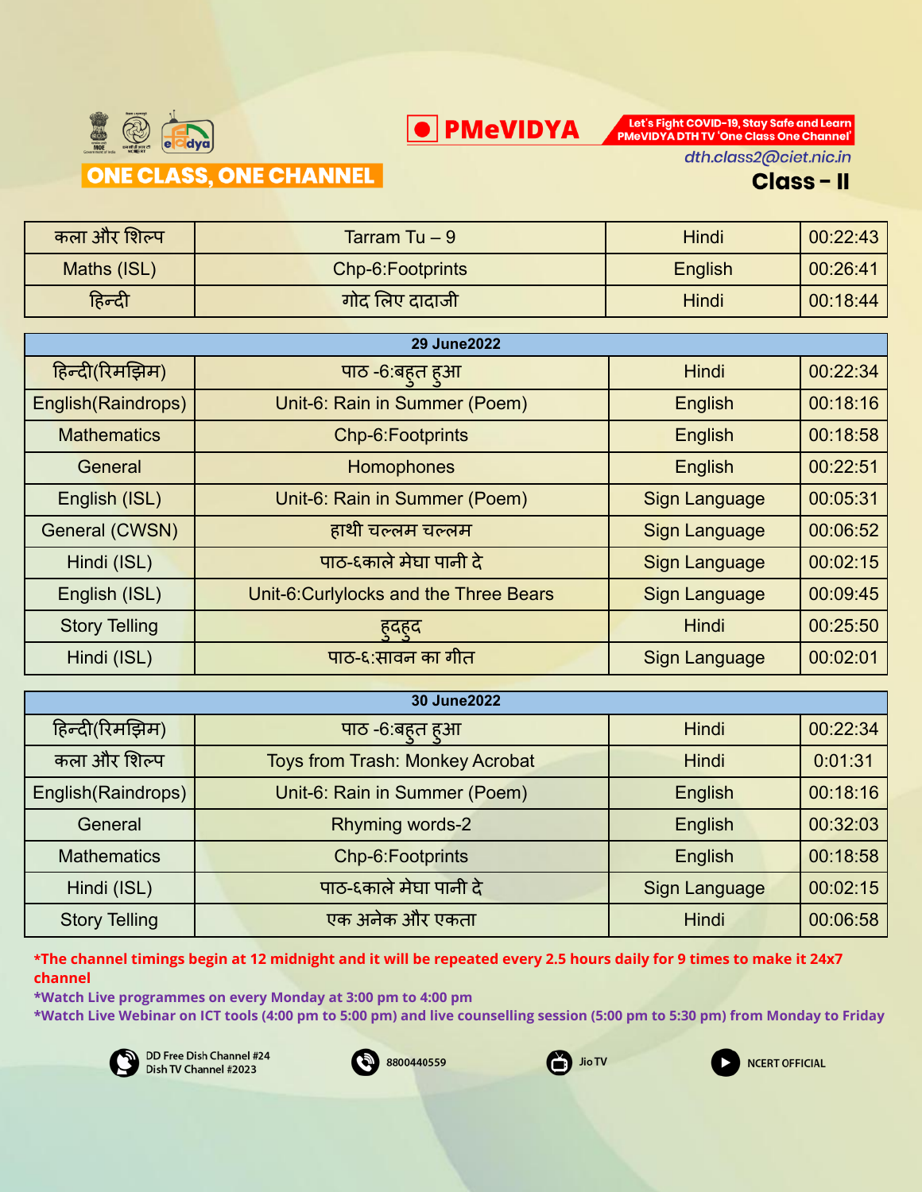PMeVIDYA

Let's Fight COVID-19, Stay Safe and Learn
PMeVIDYA DTH TV 'One Class One Channel'

ONE CLASS, ONE CHANNEL

dth.class2@ciet.nic.in

**Class - II**

| | | | |
|---|---|---|---|
| कला और शिल्प | Tarram Tu – 9 | Hindi | 00:22:43 |
| Maths (ISL) | Chp-6:Footprints | English | 00:26:41 |
| हिन्दी | गोद लिए दादाजी | Hindi | 00:18:44 |

| **29 June2022** | | | |
|---|---|---|---|
| हिन्दी(रिमझिम) | पाठ -6:बहुत हुआ | Hindi | 00:22:34 |
| English(Raindrops) | Unit-6: Rain in Summer (Poem) | English | 00:18:16 |
| Mathematics | Chp-6:Footprints | English | 00:18:58 |
| General | Homophones | English | 00:22:51 |
| English (ISL) | Unit-6: Rain in Summer (Poem) | Sign Language | 00:05:31 |
| General (CWSN) | हाथी चल्लम चल्लम | Sign Language | 00:06:52 |
| Hindi (ISL) | पाठ-६काले मेघा पानी दे | Sign Language | 00:02:15 |
| English (ISL) | Unit-6:Curlylocks and the Three Bears | Sign Language | 00:09:45 |
| Story Telling | हुदहुद | Hindi | 00:25:50 |
| Hindi (ISL) | पाठ-६:सावन का गीत | Sign Language | 00:02:01 |

| **30 June2022** | | | |
|---|---|---|---|
| हिन्दी(रिमझिम) | पाठ -6:बहुत हुआ | Hindi | 00:22:34 |
| कला और शिल्प | Toys from Trash: Monkey Acrobat | Hindi | 0:01:31 |
| English(Raindrops) | Unit-6: Rain in Summer (Poem) | English | 00:18:16 |
| General | Rhyming words-2 | English | 00:32:03 |
| Mathematics | Chp-6:Footprints | English | 00:18:58 |
| Hindi (ISL) | पाठ-६काले मेघा पानी दे | Sign Language | 00:02:15 |
| Story Telling | एक अनेक और एकता | Hindi | 00:06:58 |

**\*The channel timings begin at 12 midnight and it will be repeated every 2.5 hours daily for 9 times to make it 24x7 channel**

**\*Watch Live programmes on every Monday at 3:00 pm to 4:00 pm**

**\*Watch Live Webinar on ICT tools (4:00 pm to 5:00 pm) and live counselling session (5:00 pm to 5:30 pm) from Monday to Friday**

DD Free Dish Channel #24
Dish TV Channel #2023

8800440559

Jio TV

NCERT OFFICIAL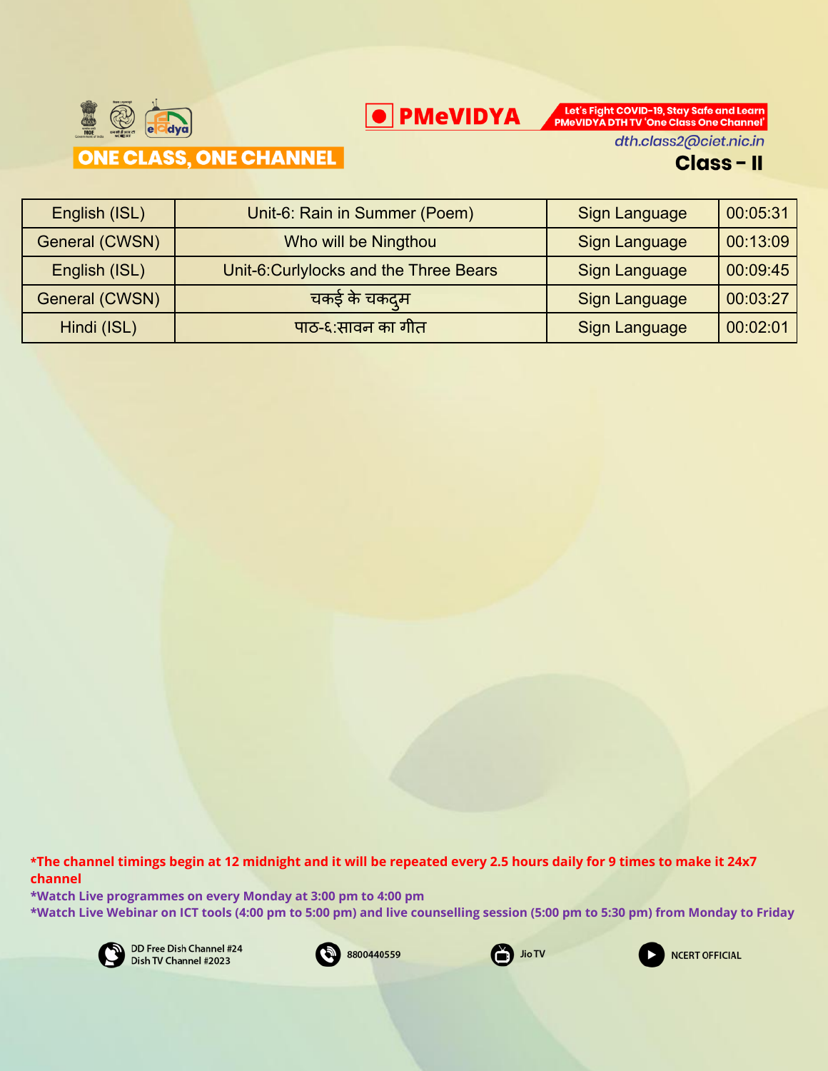ONE CLASS, ONE CHANNEL

PMeVIDYA

Let's Fight COVID-19, Stay Safe and Learn
PMeVIDYA DTH TV 'One Class One Channel'

dth.class2@ciet.nic.in

**Class - II**

| | | | |
|---|---|---|---|
| English (ISL) | Unit-6: Rain in Summer (Poem) | Sign Language | 00:05:31 |
| General (CWSN) | Who will be Ningthou | Sign Language | 00:13:09 |
| English (ISL) | Unit-6:Curlylocks and the Three Bears | Sign Language | 00:09:45 |
| General (CWSN) | चकई के चकदुम | Sign Language | 00:03:27 |
| Hindi (ISL) | पाठ-६:सावन का गीत | Sign Language | 00:02:01 |

**\*The channel timings begin at 12 midnight and it will be repeated every 2.5 hours daily for 9 times to make it 24x7 channel**

**\*Watch Live programmes on every Monday at 3:00 pm to 4:00 pm**

**\*Watch Live Webinar on ICT tools (4:00 pm to 5:00 pm) and live counselling session (5:00 pm to 5:30 pm) from Monday to Friday**

DD Free Dish Channel #24
Dish TV Channel #2023

8800440559

Jio TV

NCERT OFFICIAL